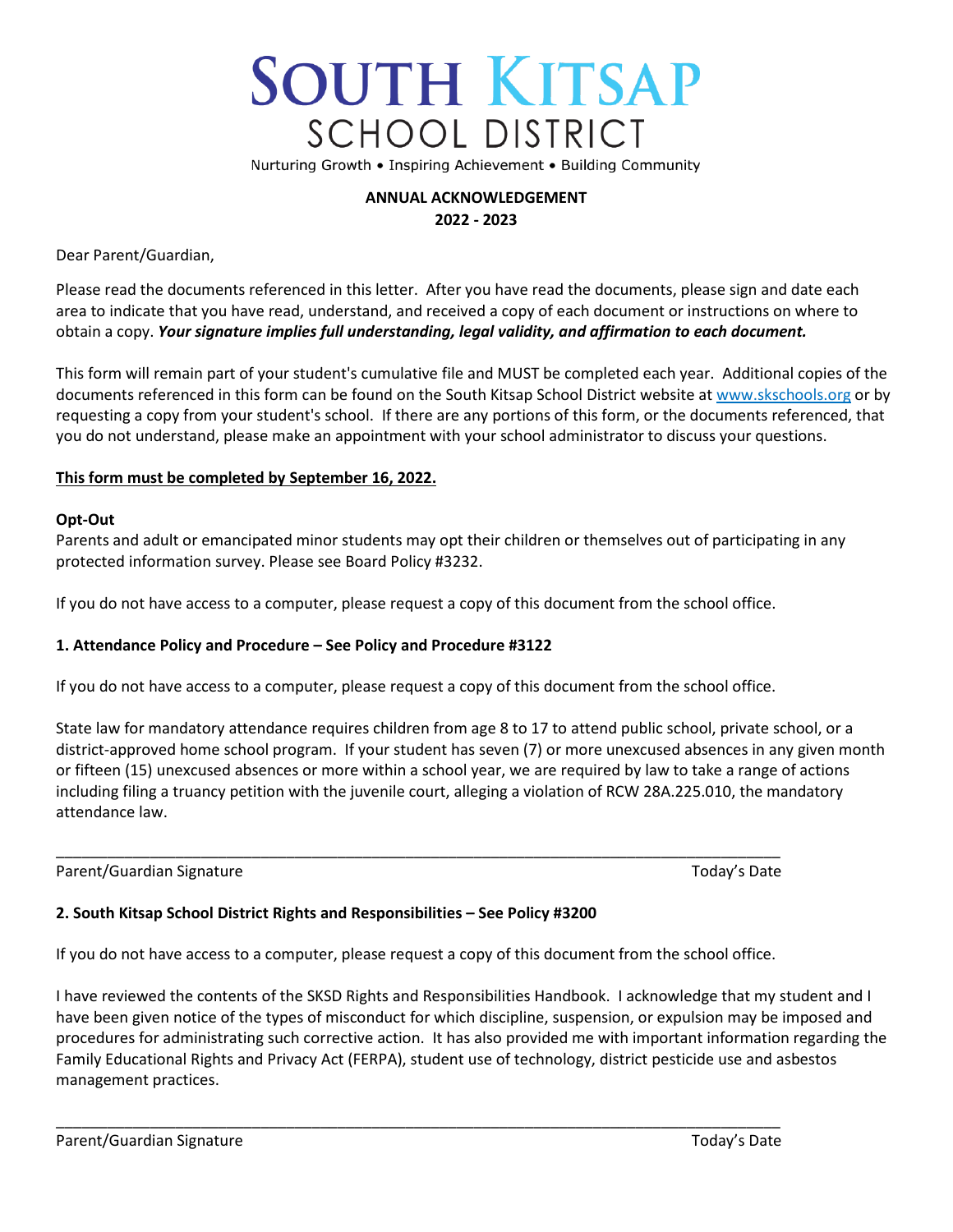# SOUTH KITSAP SCHOOL DISTRICT

Nurturing Growth • Inspiring Achievement • Building Community

**ANNUAL ACKNOWLEDGEMENT**
**2022 - 2023**

Dear Parent/Guardian,

Please read the documents referenced in this letter. After you have read the documents, please sign and date each area to indicate that you have read, understand, and received a copy of each document or instructions on where to obtain a copy. ***Your signature implies full understanding, legal validity, and affirmation to each document.***

This form will remain part of your student's cumulative file and MUST be completed each year. Additional copies of the documents referenced in this form can be found on the South Kitsap School District website at www.skschools.org or by requesting a copy from your student's school. If there are any portions of this form, or the documents referenced, that you do not understand, please make an appointment with your school administrator to discuss your questions.

**<u>This form must be completed by September 16, 2022.</u>**

**Opt-Out**
Parents and adult or emancipated minor students may opt their children or themselves out of participating in any protected information survey. Please see Board Policy #3232.

If you do not have access to a computer, please request a copy of this document from the school office.

**1. Attendance Policy and Procedure – See Policy and Procedure #3122**

If you do not have access to a computer, please request a copy of this document from the school office.

State law for mandatory attendance requires children from age 8 to 17 to attend public school, private school, or a district-approved home school program. If your student has seven (7) or more unexcused absences in any given month or fifteen (15) unexcused absences or more within a school year, we are required by law to take a range of actions including filing a truancy petition with the juvenile court, alleging a violation of RCW 28A.225.010, the mandatory attendance law.

\_\_\_\_\_\_\_\_\_\_\_\_\_\_\_\_\_\_\_\_\_\_\_\_\_\_\_\_\_\_\_\_\_\_\_\_\_\_\_\_\_\_\_\_\_\_\_\_\_\_\_\_\_\_\_\_\_\_\_\_\_\_\_\_\_\_\_\_\_\_\_\_\_\_\_\_\_\_\_\_
Parent/Guardian Signature Today's Date

**2. South Kitsap School District Rights and Responsibilities – See Policy #3200**

If you do not have access to a computer, please request a copy of this document from the school office.

I have reviewed the contents of the SKSD Rights and Responsibilities Handbook. I acknowledge that my student and I have been given notice of the types of misconduct for which discipline, suspension, or expulsion may be imposed and procedures for administrating such corrective action. It has also provided me with important information regarding the Family Educational Rights and Privacy Act (FERPA), student use of technology, district pesticide use and asbestos management practices.

\_\_\_\_\_\_\_\_\_\_\_\_\_\_\_\_\_\_\_\_\_\_\_\_\_\_\_\_\_\_\_\_\_\_\_\_\_\_\_\_\_\_\_\_\_\_\_\_\_\_\_\_\_\_\_\_\_\_\_\_\_\_\_\_\_\_\_\_\_\_\_\_\_\_\_\_\_\_\_\_
Parent/Guardian Signature Today's Date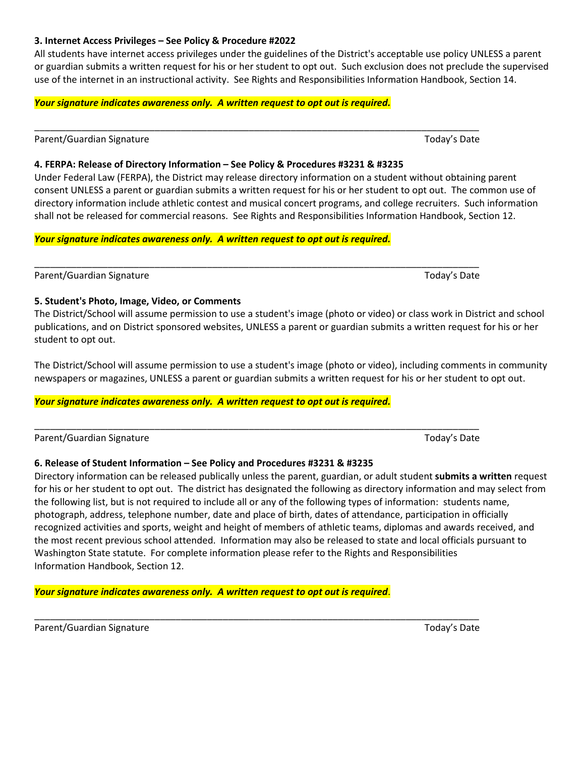**3. Internet Access Privileges – See Policy & Procedure #2022**

All students have internet access privileges under the guidelines of the District's acceptable use policy UNLESS a parent or guardian submits a written request for his or her student to opt out. Such exclusion does not preclude the supervised use of the internet in an instructional activity. See Rights and Responsibilities Information Handbook, Section 14.

***Your signature indicates awareness only. A written request to opt out is required.***

\_\_\_\_\_\_\_\_\_\_\_\_\_\_\_\_\_\_\_\_\_\_\_\_\_\_\_\_\_\_\_\_\_\_\_\_\_\_\_\_\_\_\_\_\_\_\_\_\_\_\_\_\_\_\_\_\_\_\_\_\_\_\_\_\_\_\_\_\_\_\_\_\_\_\_\_\_\_

Parent/Guardian Signature Today's Date

**4. FERPA: Release of Directory Information – See Policy & Procedures #3231 & #3235**

Under Federal Law (FERPA), the District may release directory information on a student without obtaining parent consent UNLESS a parent or guardian submits a written request for his or her student to opt out. The common use of directory information include athletic contest and musical concert programs, and college recruiters. Such information shall not be released for commercial reasons. See Rights and Responsibilities Information Handbook, Section 12.

***Your signature indicates awareness only. A written request to opt out is required.***

\_\_\_\_\_\_\_\_\_\_\_\_\_\_\_\_\_\_\_\_\_\_\_\_\_\_\_\_\_\_\_\_\_\_\_\_\_\_\_\_\_\_\_\_\_\_\_\_\_\_\_\_\_\_\_\_\_\_\_\_\_\_\_\_\_\_\_\_\_\_\_\_\_\_\_\_\_\_

Parent/Guardian Signature Today's Date

**5. Student's Photo, Image, Video, or Comments**

The District/School will assume permission to use a student's image (photo or video) or class work in District and school publications, and on District sponsored websites, UNLESS a parent or guardian submits a written request for his or her student to opt out.

The District/School will assume permission to use a student's image (photo or video), including comments in community newspapers or magazines, UNLESS a parent or guardian submits a written request for his or her student to opt out.

***Your signature indicates awareness only. A written request to opt out is required.***

\_\_\_\_\_\_\_\_\_\_\_\_\_\_\_\_\_\_\_\_\_\_\_\_\_\_\_\_\_\_\_\_\_\_\_\_\_\_\_\_\_\_\_\_\_\_\_\_\_\_\_\_\_\_\_\_\_\_\_\_\_\_\_\_\_\_\_\_\_\_\_\_\_\_\_\_\_\_

Parent/Guardian Signature Today's Date

**6. Release of Student Information – See Policy and Procedures #3231 & #3235**

Directory information can be released publically unless the parent, guardian, or adult student **submits a written** request for his or her student to opt out. The district has designated the following as directory information and may select from the following list, but is not required to include all or any of the following types of information: students name, photograph, address, telephone number, date and place of birth, dates of attendance, participation in officially recognized activities and sports, weight and height of members of athletic teams, diplomas and awards received, and the most recent previous school attended. Information may also be released to state and local officials pursuant to Washington State statute. For complete information please refer to the Rights and Responsibilities Information Handbook, Section 12.

***Your signature indicates awareness only. A written request to opt out is required***.

\_\_\_\_\_\_\_\_\_\_\_\_\_\_\_\_\_\_\_\_\_\_\_\_\_\_\_\_\_\_\_\_\_\_\_\_\_\_\_\_\_\_\_\_\_\_\_\_\_\_\_\_\_\_\_\_\_\_\_\_\_\_\_\_\_\_\_\_\_\_\_\_\_\_\_\_\_\_

Parent/Guardian Signature Today's Date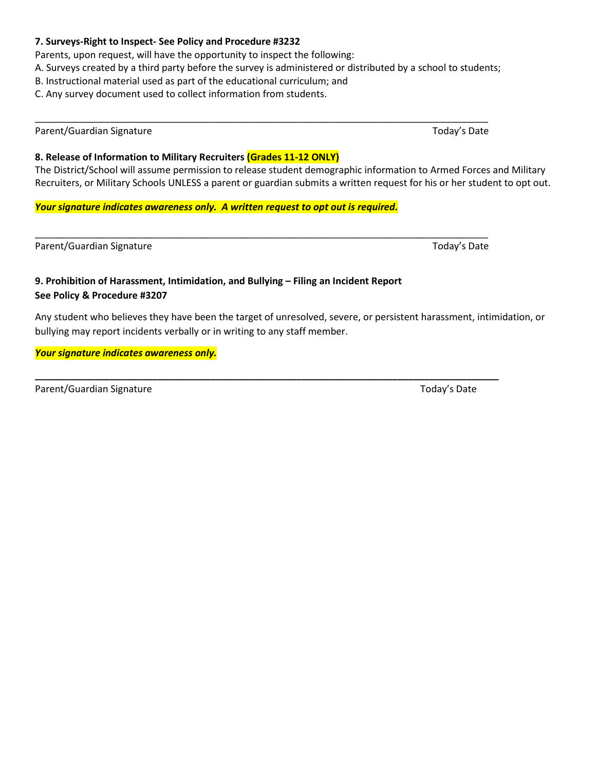**7. Surveys-Right to Inspect- See Policy and Procedure #3232**

Parents, upon request, will have the opportunity to inspect the following:

A. Surveys created by a third party before the survey is administered or distributed by a school to students;

B. Instructional material used as part of the educational curriculum; and

C. Any survey document used to collect information from students.

\_\_\_\_\_\_\_\_\_\_\_\_\_\_\_\_\_\_\_\_\_\_\_\_\_\_\_\_\_\_\_\_\_\_\_\_\_\_\_\_\_\_\_\_\_\_\_\_\_\_\_\_\_\_\_\_\_\_\_\_\_\_\_\_\_\_\_\_\_\_\_\_\_\_\_\_

Parent/Guardian Signature Today's Date

**8. Release of Information to Military Recruiters (Grades 11-12 ONLY)**

The District/School will assume permission to release student demographic information to Armed Forces and Military Recruiters, or Military Schools UNLESS a parent or guardian submits a written request for his or her student to opt out.

***Your signature indicates awareness only. A written request to opt out is required.***

\_\_\_\_\_\_\_\_\_\_\_\_\_\_\_\_\_\_\_\_\_\_\_\_\_\_\_\_\_\_\_\_\_\_\_\_\_\_\_\_\_\_\_\_\_\_\_\_\_\_\_\_\_\_\_\_\_\_\_\_\_\_\_\_\_\_\_\_\_\_\_\_\_\_\_\_

Parent/Guardian Signature Today's Date

**9. Prohibition of Harassment, Intimidation, and Bullying – Filing an Incident Report**
**See Policy & Procedure #3207**

Any student who believes they have been the target of unresolved, severe, or persistent harassment, intimidation, or bullying may report incidents verbally or in writing to any staff member.

***Your signature indicates awareness only.***

\_\_\_\_\_\_\_\_\_\_\_\_\_\_\_\_\_\_\_\_\_\_\_\_\_\_\_\_\_\_\_\_\_\_\_\_\_\_\_\_\_\_\_\_\_\_\_\_\_\_\_\_\_\_\_\_\_\_\_\_\_\_\_\_\_\_\_\_\_\_\_\_\_\_\_\_

Parent/Guardian Signature Today's Date